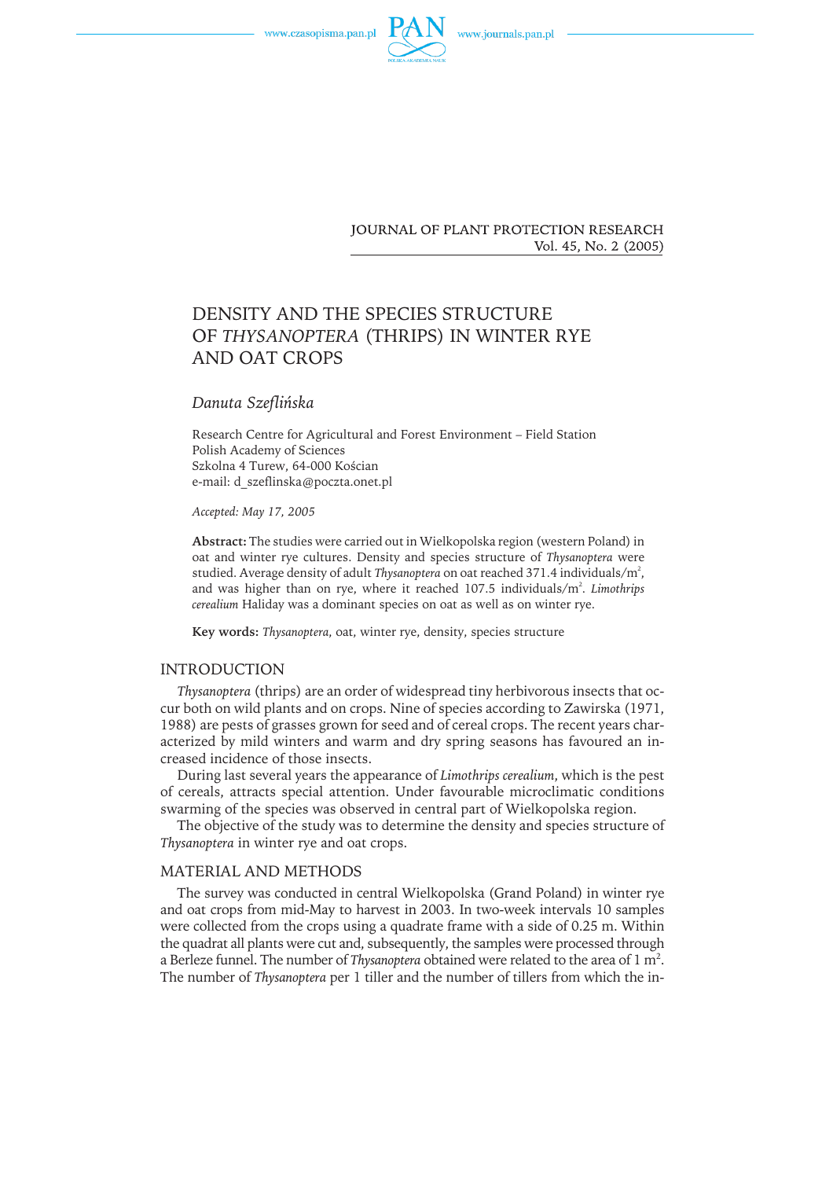JOURNAL OF PLANT PROTECTION RESEARCH
Vol. 45, No. 2 (2005)

# DENSITY AND THE SPECIES STRUCTURE OF *THYSANOPTERA* (THRIPS) IN WINTER RYE AND OAT CROPS

*Danuta Szeflińska*

Research Centre for Agricultural and Forest Environment – Field Station
Polish Academy of Sciences
Szkolna 4 Turew, 64-000 Kościan
e-mail: d_szeflinska@poczta.onet.pl

*Accepted: May 17, 2005*

**Abstract:** The studies were carried out in Wielkopolska region (western Poland) in oat and winter rye cultures. Density and species structure of *Thysanoptera* were studied. Average density of adult *Thysanoptera* on oat reached 371.4 individuals/m$^2$, and was higher than on rye, where it reached 107.5 individuals/m$^2$. *Limothrips cerealium* Haliday was a dominant species on oat as well as on winter rye.

**Key words:** *Thysanoptera*, oat, winter rye, density, species structure

## INTRODUCTION

*Thysanoptera* (thrips) are an order of widespread tiny herbivorous insects that occur both on wild plants and on crops. Nine of species according to Zawirska (1971, 1988) are pests of grasses grown for seed and of cereal crops. The recent years characterized by mild winters and warm and dry spring seasons has favoured an increased incidence of those insects.

During last several years the appearance of *Limothrips cerealium*, which is the pest of cereals, attracts special attention. Under favourable microclimatic conditions swarming of the species was observed in central part of Wielkopolska region.

The objective of the study was to determine the density and species structure of *Thysanoptera* in winter rye and oat crops.

## MATERIAL AND METHODS

The survey was conducted in central Wielkopolska (Grand Poland) in winter rye and oat crops from mid-May to harvest in 2003. In two-week intervals 10 samples were collected from the crops using a quadrate frame with a side of 0.25 m. Within the quadrat all plants were cut and, subsequently, the samples were processed through a Berleze funnel. The number of *Thysanoptera* obtained were related to the area of 1 m$^2$. The number of *Thysanoptera* per 1 tiller and the number of tillers from which the in-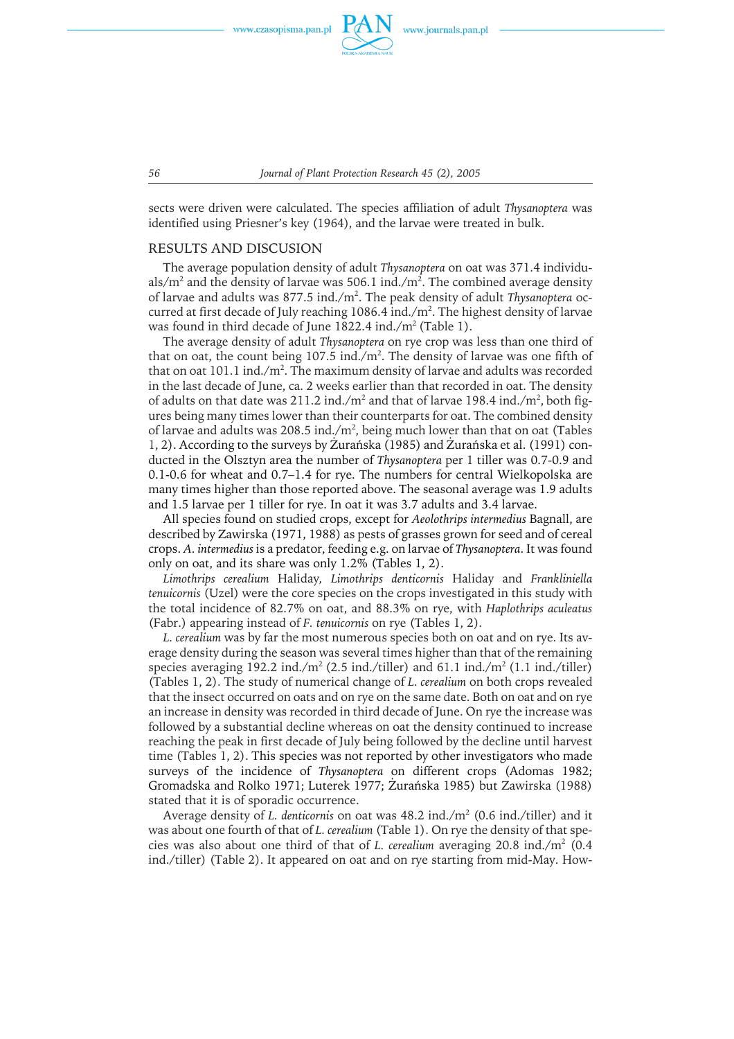sects were driven were calculated. The species affiliation of adult *Thysanoptera* was identified using Priesner's key (1964), and the larvae were treated in bulk.

## RESULTS AND DISCUSION

The average population density of adult *Thysanoptera* on oat was 371.4 individuals/m$^2$ and the density of larvae was 506.1 ind./m$^2$. The combined average density of larvae and adults was 877.5 ind./m$^2$. The peak density of adult *Thysanoptera* occurred at first decade of July reaching 1086.4 ind./m$^2$. The highest density of larvae was found in third decade of June 1822.4 ind./m$^2$ (Table 1).

The average density of adult *Thysanoptera* on rye crop was less than one third of that on oat, the count being 107.5 ind./m$^2$. The density of larvae was one fifth of that on oat 101.1 ind./m$^2$. The maximum density of larvae and adults was recorded in the last decade of June, ca. 2 weeks earlier than that recorded in oat. The density of adults on that date was 211.2 ind./m$^2$ and that of larvae 198.4 ind./m$^2$, both figures being many times lower than their counterparts for oat. The combined density of larvae and adults was 208.5 ind./m$^2$, being much lower than that on oat (Tables 1, 2). According to the surveys by Żurańska (1985) and Żurańska et al. (1991) conducted in the Olsztyn area the number of *Thysanoptera* per 1 tiller was 0.7-0.9 and 0.1-0.6 for wheat and 0.7–1.4 for rye. The numbers for central Wielkopolska are many times higher than those reported above. The seasonal average was 1.9 adults and 1.5 larvae per 1 tiller for rye. In oat it was 3.7 adults and 3.4 larvae.

All species found on studied crops, except for *Aeolothrips intermedius* Bagnall, are described by Zawirska (1971, 1988) as pests of grasses grown for seed and of cereal crops. *A. intermedius* is a predator, feeding e.g. on larvae of *Thysanoptera*. It was found only on oat, and its share was only 1.2% (Tables 1, 2).

*Limothrips cerealium* Haliday, *Limothrips denticornis* Haliday and *Frankliniella tenuicornis* (Uzel) were the core species on the crops investigated in this study with the total incidence of 82.7% on oat, and 88.3% on rye, with *Haplothrips aculeatus* (Fabr.) appearing instead of *F. tenuicornis* on rye (Tables 1, 2).

*L. cerealium* was by far the most numerous species both on oat and on rye. Its average density during the season was several times higher than that of the remaining species averaging 192.2 ind./m$^2$ (2.5 ind./tiller) and 61.1 ind./m$^2$ (1.1 ind./tiller) (Tables 1, 2). The study of numerical change of *L. cerealium* on both crops revealed that the insect occurred on oats and on rye on the same date. Both on oat and on rye an increase in density was recorded in third decade of June. On rye the increase was followed by a substantial decline whereas on oat the density continued to increase reaching the peak in first decade of July being followed by the decline until harvest time (Tables 1, 2). This species was not reported by other investigators who made surveys of the incidence of *Thysanoptera* on different crops (Adomas 1982; Gromadska and Rolko 1971; Luterek 1977; Żurańska 1985) but Zawirska (1988) stated that it is of sporadic occurrence.

Average density of *L. denticornis* on oat was 48.2 ind./m$^2$ (0.6 ind./tiller) and it was about one fourth of that of *L. cerealium* (Table 1). On rye the density of that species was also about one third of that of *L. cerealium* averaging 20.8 ind./m$^2$ (0.4 ind./tiller) (Table 2). It appeared on oat and on rye starting from mid-May. How-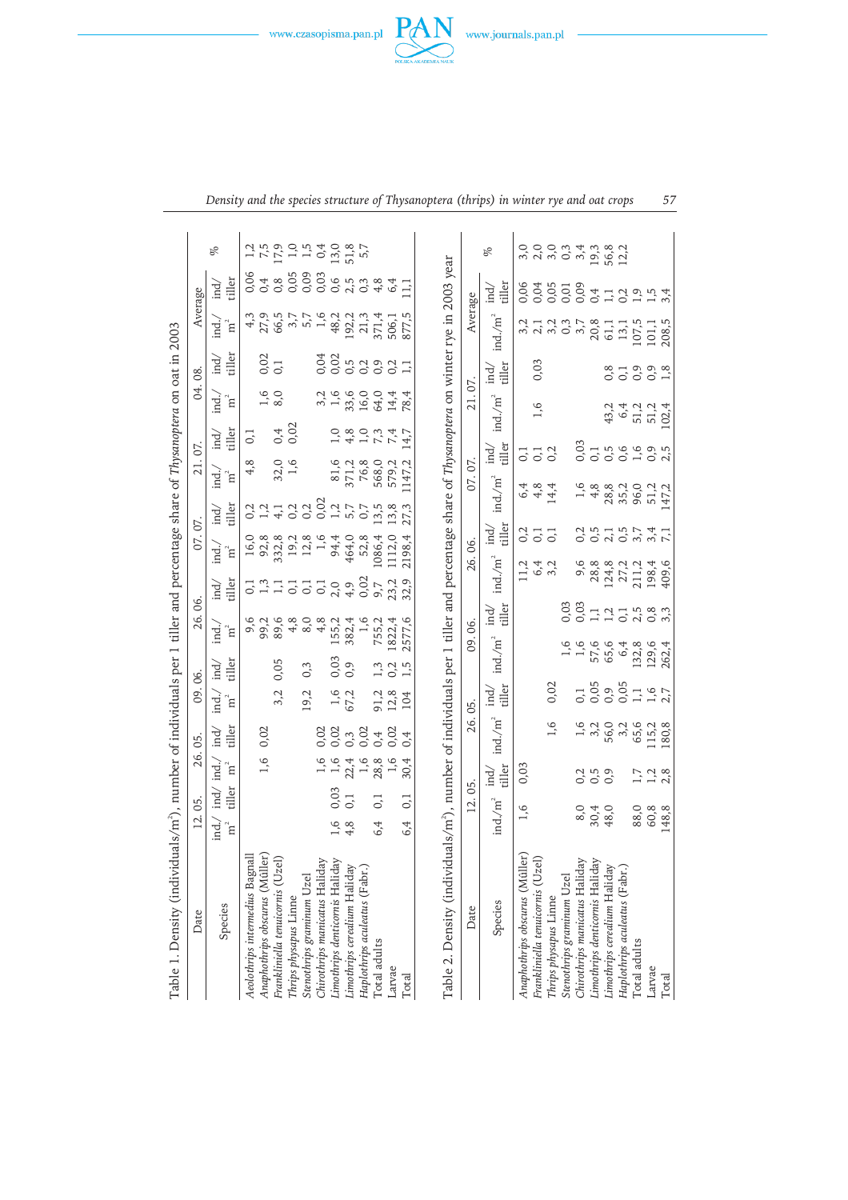Table 1. Density (individuals/m²), number of individuals per 1 tiller and percentage share of *Thysanoptera* on oat in 2003

| Date | 12. 05. | | 26. 05. | | 09. 06. | | 26. 06. | | 07. 07. | | 21. 07. | | 04. 08. | | Average | | |
|---|---|---|---|---|---|---|---|---|---|---|---|---|---|---|---|---|---|
| Species | ind./ m² | ind/ tiller | ind./ m² | ind/ tiller | ind./ m² | ind/ tiller | ind/ m² | ind/ tiller | ind./ m² | ind/ tiller | ind/ m² | ind/ tiller | ind./ m² | ind/ tiller | ind./ m² | ind/ tiller | % |
| *Aeolothrips intermedius* Bagnall | | | | | | | 9,6 | 0,1 | 16,0 | 0,2 | 4,8 | 0,1 | | | 4,3 | 0,06 | 1,2 |
| *Anaphothrips obscurus* (Müller) | | | 1,6 | 0,02 | | | 99,2 | 1,3 | 92,8 | 1,2 | | | 1,6 | 0,02 | 27,9 | 0,4 | 7,5 |
| *Frankliniella tenuicornis* (Uzel) | | | | | 3,2 | 0,05 | 89,6 | 1,1 | 332,8 | 4,1 | 32,0 | 0,4 | 8,0 | 0,1 | 66,5 | 0,8 | 17,9 |
| *Thrips physapus* Linne | | | | | | | 4,8 | 0,1 | 19,2 | 0,2 | 1,6 | 0,02 | | | 3,7 | 0,05 | 1,0 |
| *Stenothrips graminum* Uzel | | | | | 19,2 | 0,3 | 8,0 | 0,1 | 12,8 | 0,2 | | | | | 5,7 | 0,09 | 1,5 |
| *Chirothrips manicatus* Haliday | | | 1,6 | 0,02 | | | 4,8 | 0,1 | 1,6 | 0,02 | | | 3,2 | 0,04 | 1,6 | 0,03 | 0,4 |
| *Limothrips denticornis* Haliday | 1,6 | 0,03 | 1,6 | 0,02 | 1,6 | 0,03 | 155,2 | 2,0 | 94,4 | 1,2 | 81,6 | 1,0 | 1,6 | 0,02 | 48,2 | 0,6 | 13,0 |
| *Limothrips cerealium* Haliday | 4,8 | 0,1 | 22,4 | 0,3 | 67,2 | 0,9 | 382,4 | 4,9 | 464,0 | 5,7 | 371,2 | 4,8 | 33,6 | 0,5 | 192,2 | 2,5 | 51,8 |
| *Haplothrips aculeatus* (Fabr.) | | | 1,6 | 0,02 | | | 1,6 | 0,02 | 52,8 | 0,7 | 76,8 | 1,0 | 16,0 | 0,2 | 21,3 | 0,3 | 5,7 |
| Total adults | 6,4 | 0,1 | 28,8 | 0,4 | 91,2 | 1,3 | 755,2 | 9,7 | 1086,4 | 13,5 | 568,0 | 7,3 | 64,0 | 0,9 | 371,4 | 4,8 | |
| Larvae | | | 1,6 | 0,02 | 12,8 | 0,2 | 1822,4 | 23,2 | 1112,0 | 13,8 | 579,2 | 7,4 | 14,4 | 0,2 | 506,1 | 6,4 | |
| Total | 6,4 | 0,1 | 30,4 | 0,4 | 104 | 1,5 | 2577,6 | 32,9 | 2198,4 | 27,3 | 1147,2 | 14,7 | 78,4 | 1,1 | 877,5 | 11,1 | |

Table 2. Density (individuals/m²), number of individuals per 1 tiller and percentage share of *Thysanoptera* on winter rye in 2003 year

| Date | 12. 05. | | 26. 05. | | 09. 06. | | 26. 06. | | 07. 07. | | 21. 07. | | Average | | |
|---|---|---|---|---|---|---|---|---|---|---|---|---|---|---|---|
| Species | ind./m² | ind/ tiller | ind./m² | ind/ tiller | ind./m² | ind/ tiller | ind./m² | ind/ tiller | ind./m² | ind/ tiller | ind./m² | ind/ tiller | ind./m² | ind/ tiller | % |
| *Anaphothrips obscurus* (Müller) | 1,6 | 0,03 | | | | | 11,2 | 0,2 | 6,4 | 0,1 | | | 3,2 | 0,06 | 3,0 |
| *Frankliniella tenuicornis* (Uzel) | | | | | | | 6,4 | 0,1 | 4,8 | 0,1 | 1,6 | 0,03 | 2,1 | 0,04 | 2,0 |
| *Thrips physapus* Linne | | | 1,6 | 0,02 | | | 3,2 | 0,1 | 14,4 | 0,2 | | | 3,2 | 0,05 | 3,0 |
| *Stenothrips graminum* Uzel | | | | | 1,6 | 0,03 | | | | | | | 0,3 | 0,01 | 0,3 |
| *Chirothrips manicatus* Haliday | 8,0 | 0,2 | 1,6 | 0,1 | 1,6 | 0,03 | 9,6 | 0,2 | 1,6 | 0,03 | | | 3,7 | 0,09 | 3,4 |
| *Limothrips denticornis* Haliday | 30,4 | 0,5 | 3,2 | 0,05 | 57,6 | 1,1 | 28,8 | 0,5 | 4,8 | 0,1 | | | 20,8 | 0,4 | 19,3 |
| *Limothrips cerealium* Haliday | 48,0 | 0,9 | 56,0 | 0,9 | 65,6 | 1,2 | 124,8 | 2,1 | 28,8 | 0,5 | 43,2 | 0,8 | 61,1 | 1,1 | 56,8 |
| *Haplothrips aculeatus* (Fabr.) | | | 3,2 | 0,05 | 6,4 | 0,1 | 27,2 | 0,5 | 35,2 | 0,6 | 6,4 | 0,1 | 13,1 | 0,2 | 12,2 |
| Total adults | 88,0 | 1,7 | 65,6 | 1,1 | 132,8 | 2,5 | 211,2 | 3,7 | 96,0 | 1,6 | 51,2 | 0,9 | 107,5 | 1,9 | |
| Larvae | 60,8 | 1,2 | 115,2 | 1,6 | 129,6 | 0,8 | 198,4 | 3,4 | 51,2 | 0,9 | 51,2 | 0,9 | 101,1 | 1,5 | |
| Total | 148,8 | 2,8 | 180,8 | 2,7 | 262,4 | 3,3 | 409,6 | 7,1 | 147,2 | 2,5 | 102,4 | 1,8 | 208,5 | 3,4 | |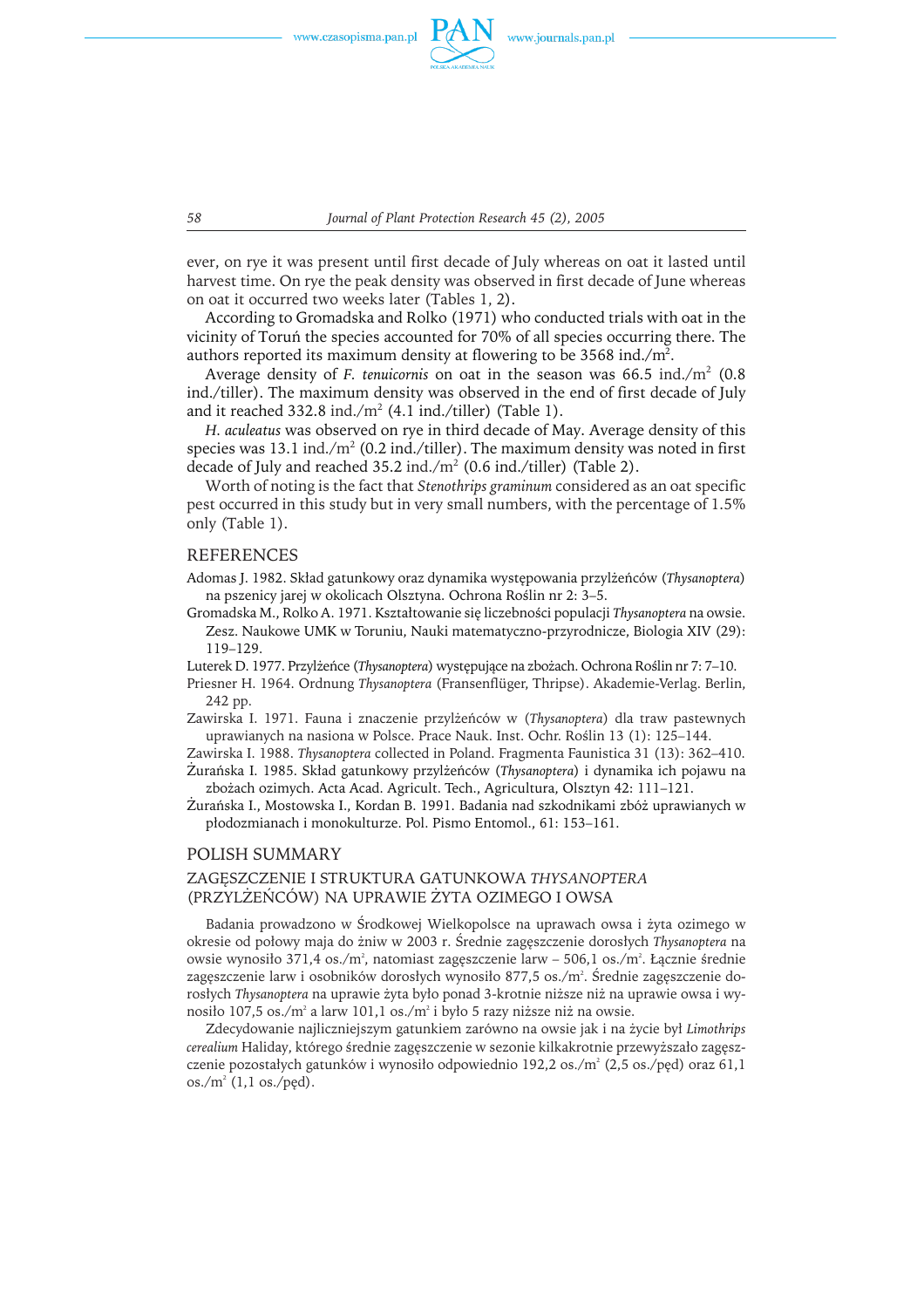ever, on rye it was present until first decade of July whereas on oat it lasted until harvest time. On rye the peak density was observed in first decade of June whereas on oat it occurred two weeks later (Tables 1, 2).

According to Gromadska and Rolko (1971) who conducted trials with oat in the vicinity of Toruń the species accounted for 70% of all species occurring there. The authors reported its maximum density at flowering to be 3568 ind./$m^2$.

Average density of *F. tenuicornis* on oat in the season was 66.5 ind./$m^2$ (0.8 ind./tiller). The maximum density was observed in the end of first decade of July and it reached 332.8 ind./$m^2$ (4.1 ind./tiller) (Table 1).

*H. aculeatus* was observed on rye in third decade of May. Average density of this species was 13.1 ind./$m^2$ (0.2 ind./tiller). The maximum density was noted in first decade of July and reached 35.2 ind./$m^2$ (0.6 ind./tiller) (Table 2).

Worth of noting is the fact that *Stenothrips graminum* considered as an oat specific pest occurred in this study but in very small numbers, with the percentage of 1.5% only (Table 1).

## REFERENCES

Adomas J. 1982. Skład gatunkowy oraz dynamika występowania przylżeńców (*Thysanoptera*) na pszenicy jarej w okolicach Olsztyna. Ochrona Roślin nr 2: 3–5.

Gromadska M., Rolko A. 1971. Kształtowanie się liczebności populacji *Thysanoptera* na owsie. Zesz. Naukowe UMK w Toruniu, Nauki matematyczno-przyrodnicze, Biologia XIV (29): 119–129.

Luterek D. 1977. Przylżeńce (*Thysanoptera*) występujące na zbożach. Ochrona Roślin nr 7: 7–10.

Priesner H. 1964. Ordnung *Thysanoptera* (Fransenflüger, Thripse). Akademie-Verlag. Berlin, 242 pp.

Zawirska I. 1971. Fauna i znaczenie przylżeńców w (*Thysanoptera*) dla traw pastewnych uprawianych na nasiona w Polsce. Prace Nauk. Inst. Ochr. Roślin 13 (1): 125–144.

Zawirska I. 1988. *Thysanoptera* collected in Poland. Fragmenta Faunistica 31 (13): 362–410.

Żurańska I. 1985. Skład gatunkowy przylżeńców (*Thysanoptera*) i dynamika ich pojawu na zbożach ozimych. Acta Acad. Agricult. Tech., Agricultura, Olsztyn 42: 111–121.

Żurańska I., Mostowska I., Kordan B. 1991. Badania nad szkodnikami zbóż uprawianych w płodozmianach i monokulturze. Pol. Pismo Entomol., 61: 153–161.

## POLISH SUMMARY

### ZAGĘSZCZENIE I STRUKTURA GATUNKOWA *THYSANOPTERA* (PRZYLŻEŃCÓW) NA UPRAWIE ŻYTA OZIMEGO I OWSA

Badania prowadzono w Środkowej Wielkopolsce na uprawach owsa i żyta ozimego w okresie od połowy maja do żniw w 2003 r. Średnie zagęszczenie dorosłych *Thysanoptera* na owsie wynosiło 371,4 os./$m^2$, natomiast zagęszczenie larw – 506,1 os./$m^2$. Łącznie średnie zagęszczenie larw i osobników dorosłych wynosiło 877,5 os./$m^2$. Średnie zagęszczenie dorosłych *Thysanoptera* na uprawie żyta było ponad 3-krotnie niższe niż na uprawie owsa i wynosiło 107,5 os./$m^2$ a larw 101,1 os./$m^2$ i było 5 razy niższe niż na owsie.

Zdecydowanie najliczniejszym gatunkiem zarówno na owsie jak i na życie był *Limothrips cerealium* Haliday, którego średnie zagęszczenie w sezonie kilkakrotnie przewyższało zagęszczenie pozostałych gatunków i wynosiło odpowiednio 192,2 os./$m^2$ (2,5 os./pęd) oraz 61,1 os./$m^2$ (1,1 os./pęd).